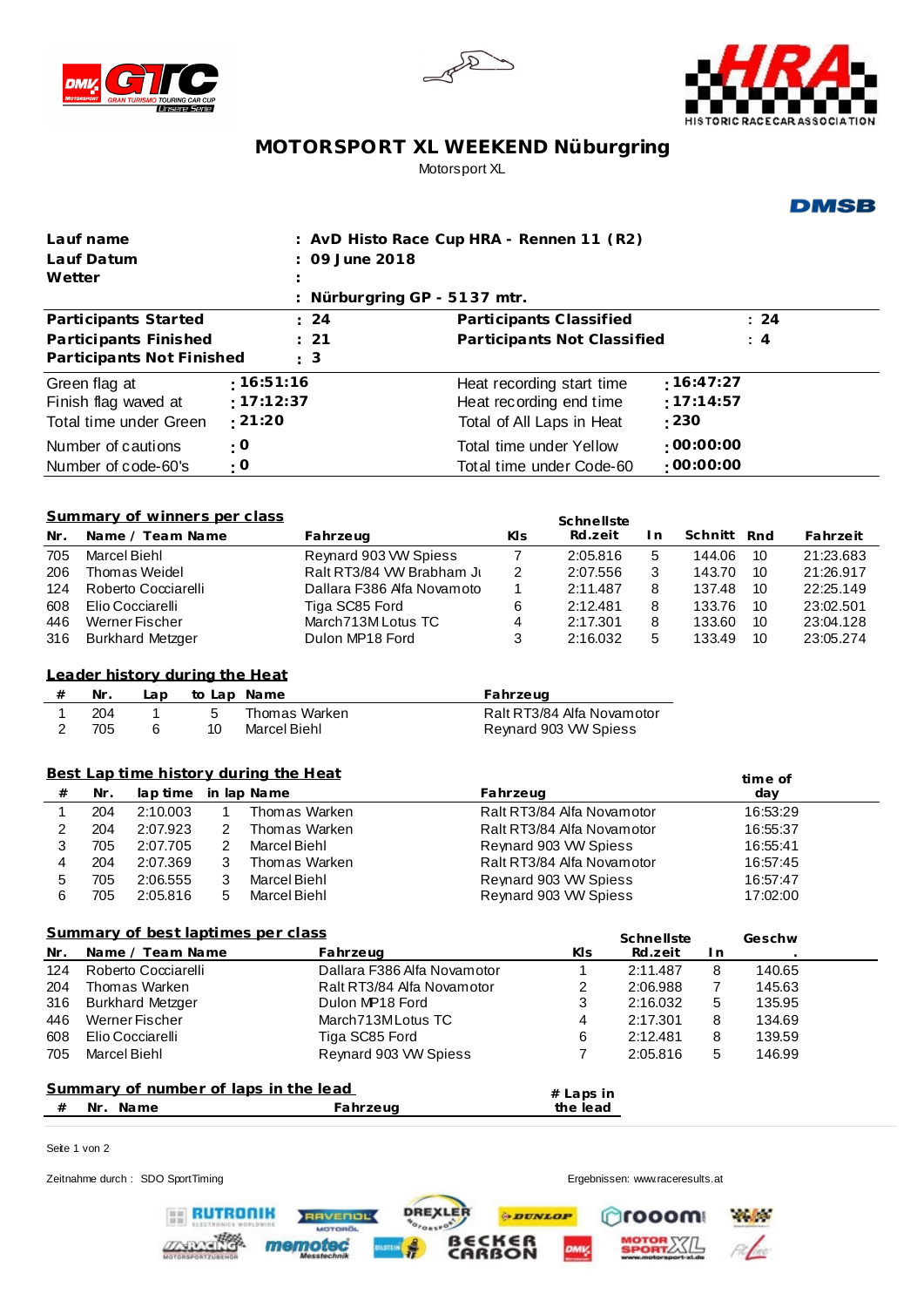# MOTORSPORT XL WEEKEND Nüburgring

Motorsport XL

DMSB

| | | | |
|---|---|---|---|
| **Lauf name** | **: AvD Histo Race Cup HRA - Rennen 11 (R2)** | | |
| **Lauf Datum** | **: 09 June 2018** | | |
| **Wetter** | **:** | | |
| | **: Nürburgring GP - 5137 mtr.** | | |
| **Participants Started** | **: 24** | **Participants Classified** | **: 24** |
| **Participants Finished** | **: 21** | **Participants Not Classified** | **: 4** |
| **Participants Not Finished** | **: 3** | | |
| Green flag at | **: 16:51:16** | Heat recording start time | **: 16:47:27** |
| Finish flag waved at | **: 17:12:37** | Heat recording end time | **: 17:14:57** |
| Total time under Green | **: 21:20** | Total of All Laps in Heat | **: 230** |
| Number of cautions | **: 0** | Total time under Yellow | **: 00:00:00** |
| Number of code-60's | **: 0** | Total time under Code-60 | **: 00:00:00** |

## Summary of winners per class

| Nr. | Name / Team Name | Fahrzeug | Kls | Schnellste Rd.zeit | In | Schnitt | Rnd | Fahrzeit |
|---|---|---|---|---|---|---|---|---|
| 705 | Marcel Biehl | Reynard 903 VW Spiess | 7 | 2:05.816 | 5 | 144.06 | 10 | 21:23.683 |
| 206 | Thomas Weidel | Ralt RT3/84 VW Brabham Ju | 2 | 2:07.556 | 3 | 143.70 | 10 | 21:26.917 |
| 124 | Roberto Cocciarelli | Dallara F386 Alfa Novamoto | 1 | 2:11.487 | 8 | 137.48 | 10 | 22:25.149 |
| 608 | Elio Cocciarelli | Tiga SC85 Ford | 6 | 2:12.481 | 8 | 133.76 | 10 | 23:02.501 |
| 446 | Werner Fischer | March713M Lotus TC | 4 | 2:17.301 | 8 | 133.60 | 10 | 23:04.128 |
| 316 | Burkhard Metzger | Dulon MP18 Ford | 3 | 2:16.032 | 5 | 133.49 | 10 | 23:05.274 |

## Leader history during the Heat

| # | Nr. | Lap | to Lap | Name | Fahrzeug |
|---|---|---|---|---|---|
| 1 | 204 | 1 | 5 | Thomas Warken | Ralt RT3/84 Alfa Novamotor |
| 2 | 705 | 6 | 10 | Marcel Biehl | Reynard 903 VW Spiess |

## Best Lap time history during the Heat

| # | Nr. | lap time | in lap | Name | Fahrzeug | time of day |
|---|---|---|---|---|---|---|
| 1 | 204 | 2:10.003 | 1 | Thomas Warken | Ralt RT3/84 Alfa Novamotor | 16:53:29 |
| 2 | 204 | 2:07.923 | 2 | Thomas Warken | Ralt RT3/84 Alfa Novamotor | 16:55:37 |
| 3 | 705 | 2:07.705 | 2 | Marcel Biehl | Reynard 903 VW Spiess | 16:55:41 |
| 4 | 204 | 2:07.369 | 3 | Thomas Warken | Ralt RT3/84 Alfa Novamotor | 16:57:45 |
| 5 | 705 | 2:06.555 | 3 | Marcel Biehl | Reynard 903 VW Spiess | 16:57:47 |
| 6 | 705 | 2:05.816 | 5 | Marcel Biehl | Reynard 903 VW Spiess | 17:02:00 |

## Summary of best laptimes per class

| Nr. | Name / Team Name | Fahrzeug | Kls | Schnellste Rd.zeit | In | Geschw. |
|---|---|---|---|---|---|---|
| 124 | Roberto Cocciarelli | Dallara F386 Alfa Novamotor | 1 | 2:11.487 | 8 | 140.65 |
| 204 | Thomas Warken | Ralt RT3/84 Alfa Novamotor | 2 | 2:06.988 | 7 | 145.63 |
| 316 | Burkhard Metzger | Dulon MP18 Ford | 3 | 2:16.032 | 5 | 135.95 |
| 446 | Werner Fischer | March713M Lotus TC | 4 | 2:17.301 | 8 | 134.69 |
| 608 | Elio Cocciarelli | Tiga SC85 Ford | 6 | 2:12.481 | 8 | 139.59 |
| 705 | Marcel Biehl | Reynard 903 VW Spiess | 7 | 2:05.816 | 5 | 146.99 |

## Summary of number of laps in the lead

| # | Nr. | Name | Fahrzeug | # Laps in the lead |
|---|---|---|---|---|

Zeitnahme durch : SDO SportTiming

Ergebnissen: www.raceresults.at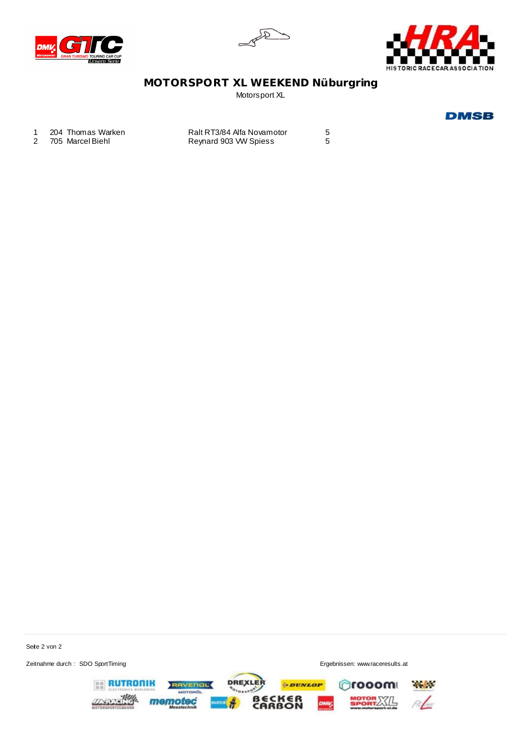# MOTORSPORT XL WEEKEND Nüburgring

Motorsport XL

| | | | | |
|---|---|---|---|---|
| 1 | 204 | Thomas Warken | Ralt RT3/84 Alfa Novamotor | 5 |
| 2 | 705 | Marcel Biehl | Reynard 903 VW Spiess | 5 |

Zeitnahme durch : SDO SportTiming

Ergebnissen: www.raceresults.at